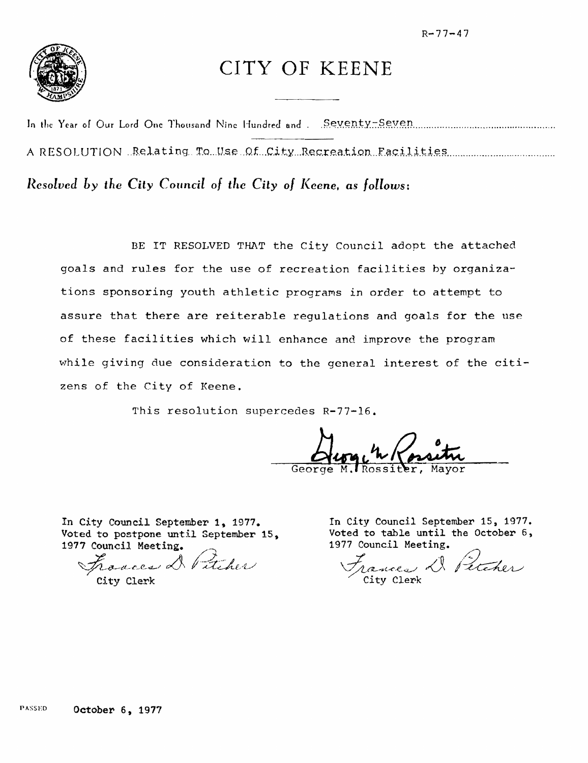R-77-47

# CITY OF KEENE

In the Year of Our Lord One Thousand Nine Hundred and Seventy-Seven

A RESOLUTION Relating To Use Of City Recreation Facilities

*Resolved by the City Council of the City of Keene, as follows:*

BE IT RESOLVED THAT the City Council adopt the attached goals and rules for the use of recreation facilities by organizations sponsoring youth athletic programs in order to attempt to assure that there are reiterable regulations and goals for the use of these facilities which will enhance and improve the program while giving due consideration to the general interest of the citizens of the City of Keene.

This resolution supercedes R-77-16.

George M. Rossiter, Mayor

In City Council September 1, 1977.
Voted to postpone until September 15, 1977 Council Meeting.

Frances D. Pitcher
City Clerk

In City Council September 15, 1977.
Voted to table until the October 6, 1977 Council Meeting.

Frances D. Pitcher
City Clerk

PASSED October 6, 1977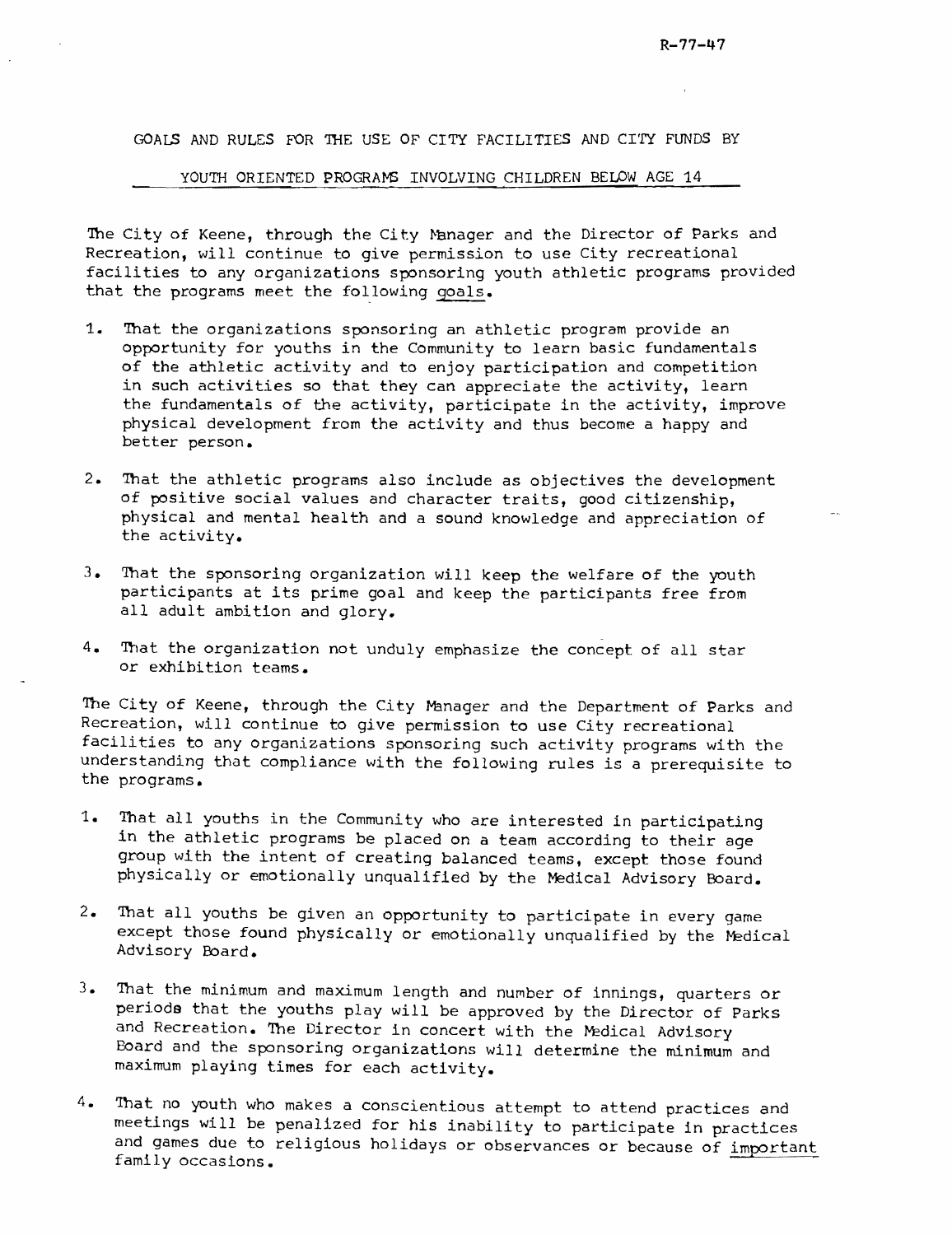R-77-47

GOALS AND RULES FOR THE USE OF CITY FACILITIES AND CITY FUNDS BY

YOUTH ORIENTED PROGRAMS INVOLVING CHILDREN BELOW AGE 14

The City of Keene, through the City Manager and the Director of Parks and Recreation, will continue to give permission to use City recreational facilities to any organizations sponsoring youth athletic programs provided that the programs meet the following goals.

1. That the organizations sponsoring an athletic program provide an opportunity for youths in the Community to learn basic fundamentals of the athletic activity and to enjoy participation and competition in such activities so that they can appreciate the activity, learn the fundamentals of the activity, participate in the activity, improve physical development from the activity and thus become a happy and better person.

2. That the athletic programs also include as objectives the development of positive social values and character traits, good citizenship, physical and mental health and a sound knowledge and appreciation of the activity.

3. That the sponsoring organization will keep the welfare of the youth participants at its prime goal and keep the participants free from all adult ambition and glory.

4. That the organization not unduly emphasize the concept of all star or exhibition teams.

The City of Keene, through the City Manager and the Department of Parks and Recreation, will continue to give permission to use City recreational facilities to any organizations sponsoring such activity programs with the understanding that compliance with the following rules is a prerequisite to the programs.

1. That all youths in the Community who are interested in participating in the athletic programs be placed on a team according to their age group with the intent of creating balanced teams, except those found physically or emotionally unqualified by the Medical Advisory Board.

2. That all youths be given an opportunity to participate in every game except those found physically or emotionally unqualified by the Medical Advisory Board.

3. That the minimum and maximum length and number of innings, quarters or periods that the youths play will be approved by the Director of Parks and Recreation. The Director in concert with the Medical Advisory Board and the sponsoring organizations will determine the minimum and maximum playing times for each activity.

4. That no youth who makes a conscientious attempt to attend practices and meetings will be penalized for his inability to participate in practices and games due to religious holidays or observances or because of important family occasions.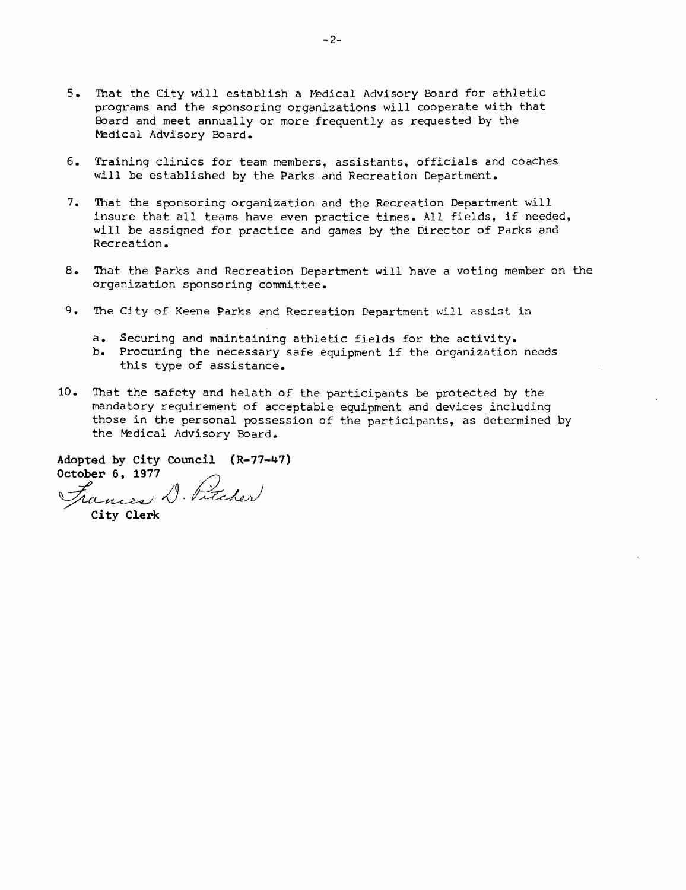5. That the City will establish a Medical Advisory Board for athletic programs and the sponsoring organizations will cooperate with that Board and meet annually or more frequently as requested by the Medical Advisory Board.

6. Training clinics for team members, assistants, officials and coaches will be established by the Parks and Recreation Department.

7. That the sponsoring organization and the Recreation Department will insure that all teams have even practice times. All fields, if needed, will be assigned for practice and games by the Director of Parks and Recreation.

8. That the Parks and Recreation Department will have a voting member on the organization sponsoring committee.

9. The City of Keene Parks and Recreation Department will assist in

   a. Securing and maintaining athletic fields for the activity.
   b. Procuring the necessary safe equipment if the organization needs this type of assistance.

10. That the safety and helath of the participants be protected by the mandatory requirement of acceptable equipment and devices including those in the personal possession of the participants, as determined by the Medical Advisory Board.

**Adopted by City Council (R-77-47)**
**October 6, 1977**

Frances D. Pitcher

**City Clerk**